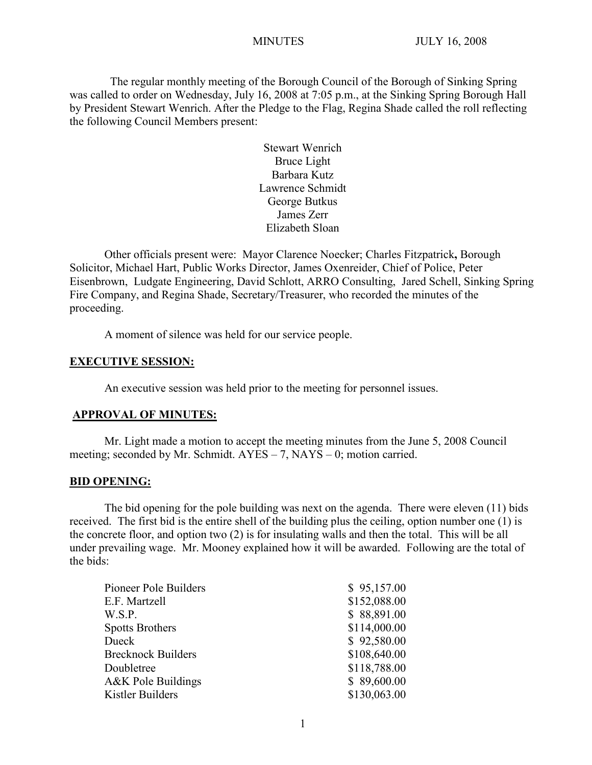MINUTES JULY 16, 2008

The regular monthly meeting of the Borough Council of the Borough of Sinking Spring was called to order on Wednesday, July 16, 2008 at 7:05 p.m., at the Sinking Spring Borough Hall by President Stewart Wenrich. After the Pledge to the Flag, Regina Shade called the roll reflecting the following Council Members present:

Stewart Wenrich
Bruce Light
Barbara Kutz
Lawrence Schmidt
George Butkus
James Zerr
Elizabeth Sloan

Other officials present were: Mayor Clarence Noecker; Charles Fitzpatrick**,** Borough Solicitor, Michael Hart, Public Works Director, James Oxenreider, Chief of Police, Peter Eisenbrown, Ludgate Engineering, David Schlott, ARRO Consulting, Jared Schell, Sinking Spring Fire Company, and Regina Shade, Secretary/Treasurer, who recorded the minutes of the proceeding.

A moment of silence was held for our service people.

**EXECUTIVE SESSION:**

An executive session was held prior to the meeting for personnel issues.

**APPROVAL OF MINUTES:**

Mr. Light made a motion to accept the meeting minutes from the June 5, 2008 Council meeting; seconded by Mr. Schmidt. AYES – 7, NAYS – 0; motion carried.

**BID OPENING:**

The bid opening for the pole building was next on the agenda. There were eleven (11) bids received. The first bid is the entire shell of the building plus the ceiling, option number one (1) is the concrete floor, and option two (2) is for insulating walls and then the total. This will be all under prevailing wage. Mr. Mooney explained how it will be awarded. Following are the total of the bids:

| | |
|---|---|
| Pioneer Pole Builders | $ 95,157.00 |
| E.F. Martzell | $152,088.00 |
| W.S.P. | $ 88,891.00 |
| Spotts Brothers | $114,000.00 |
| Dueck | $ 92,580.00 |
| Brecknock Builders | $108,640.00 |
| Doubletree | $118,788.00 |
| A&K Pole Buildings | $ 89,600.00 |
| Kistler Builders | $130,063.00 |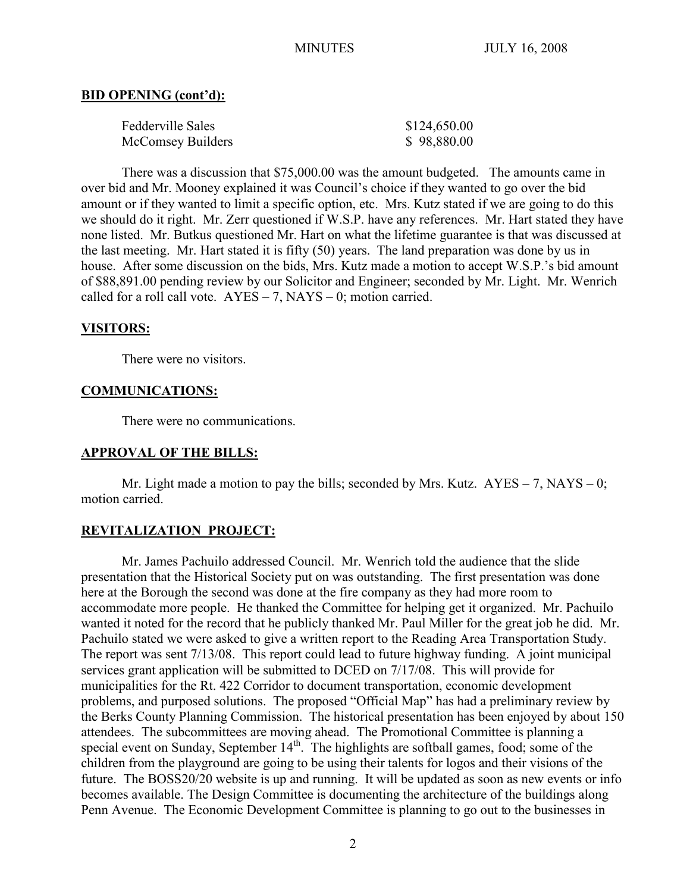**BID OPENING (cont'd):**

| | |
|---|---|
| Fedderville Sales | \$124,650.00 |
| McComsey Builders | \$ 98,880.00 |

There was a discussion that \$75,000.00 was the amount budgeted. The amounts came in over bid and Mr. Mooney explained it was Council's choice if they wanted to go over the bid amount or if they wanted to limit a specific option, etc. Mrs. Kutz stated if we are going to do this we should do it right. Mr. Zerr questioned if W.S.P. have any references. Mr. Hart stated they have none listed. Mr. Butkus questioned Mr. Hart on what the lifetime guarantee is that was discussed at the last meeting. Mr. Hart stated it is fifty (50) years. The land preparation was done by us in house. After some discussion on the bids, Mrs. Kutz made a motion to accept W.S.P.'s bid amount of \$88,891.00 pending review by our Solicitor and Engineer; seconded by Mr. Light. Mr. Wenrich called for a roll call vote. AYES – 7, NAYS – 0; motion carried.

**VISITORS:**

There were no visitors.

**COMMUNICATIONS:**

There were no communications.

**APPROVAL OF THE BILLS:**

Mr. Light made a motion to pay the bills; seconded by Mrs. Kutz. AYES – 7, NAYS – 0; motion carried.

**REVITALIZATION PROJECT:**

Mr. James Pachuilo addressed Council. Mr. Wenrich told the audience that the slide presentation that the Historical Society put on was outstanding. The first presentation was done here at the Borough the second was done at the fire company as they had more room to accommodate more people. He thanked the Committee for helping get it organized. Mr. Pachuilo wanted it noted for the record that he publicly thanked Mr. Paul Miller for the great job he did. Mr. Pachuilo stated we were asked to give a written report to the Reading Area Transportation Study. The report was sent 7/13/08. This report could lead to future highway funding. A joint municipal services grant application will be submitted to DCED on 7/17/08. This will provide for municipalities for the Rt. 422 Corridor to document transportation, economic development problems, and purposed solutions. The proposed "Official Map" has had a preliminary review by the Berks County Planning Commission. The historical presentation has been enjoyed by about 150 attendees. The subcommittees are moving ahead. The Promotional Committee is planning a special event on Sunday, September 14th. The highlights are softball games, food; some of the children from the playground are going to be using their talents for logos and their visions of the future. The BOSS20/20 website is up and running. It will be updated as soon as new events or info becomes available. The Design Committee is documenting the architecture of the buildings along Penn Avenue. The Economic Development Committee is planning to go out to the businesses in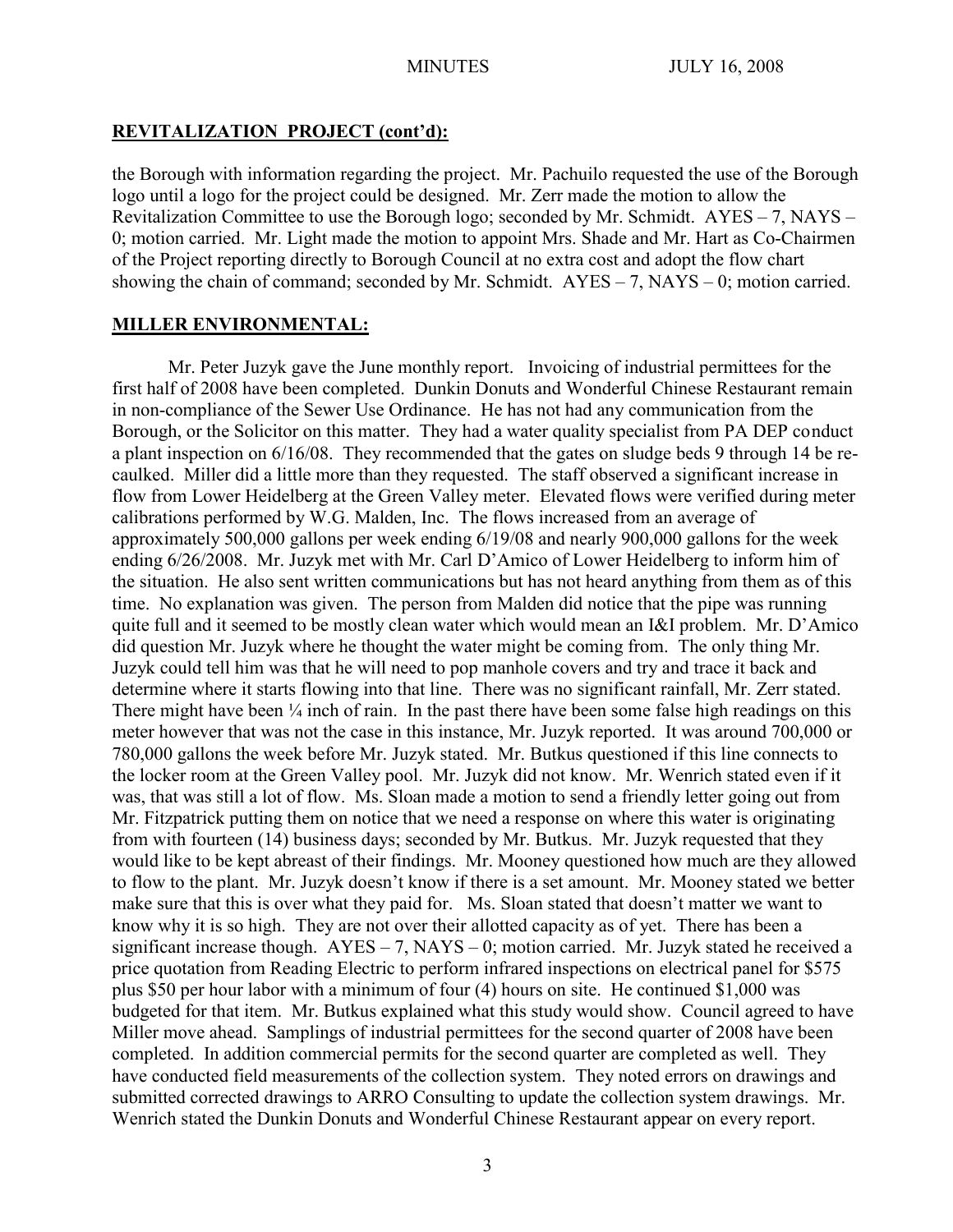## REVITALIZATION PROJECT (cont'd):

the Borough with information regarding the project. Mr. Pachuilo requested the use of the Borough logo until a logo for the project could be designed. Mr. Zerr made the motion to allow the Revitalization Committee to use the Borough logo; seconded by Mr. Schmidt. AYES – 7, NAYS – 0; motion carried. Mr. Light made the motion to appoint Mrs. Shade and Mr. Hart as Co-Chairmen of the Project reporting directly to Borough Council at no extra cost and adopt the flow chart showing the chain of command; seconded by Mr. Schmidt. AYES – 7, NAYS – 0; motion carried.

## MILLER ENVIRONMENTAL:

Mr. Peter Juzyk gave the June monthly report. Invoicing of industrial permittees for the first half of 2008 have been completed. Dunkin Donuts and Wonderful Chinese Restaurant remain in non-compliance of the Sewer Use Ordinance. He has not had any communication from the Borough, or the Solicitor on this matter. They had a water quality specialist from PA DEP conduct a plant inspection on 6/16/08. They recommended that the gates on sludge beds 9 through 14 be re-caulked. Miller did a little more than they requested. The staff observed a significant increase in flow from Lower Heidelberg at the Green Valley meter. Elevated flows were verified during meter calibrations performed by W.G. Malden, Inc. The flows increased from an average of approximately 500,000 gallons per week ending 6/19/08 and nearly 900,000 gallons for the week ending 6/26/2008. Mr. Juzyk met with Mr. Carl D'Amico of Lower Heidelberg to inform him of the situation. He also sent written communications but has not heard anything from them as of this time. No explanation was given. The person from Malden did notice that the pipe was running quite full and it seemed to be mostly clean water which would mean an I&I problem. Mr. D'Amico did question Mr. Juzyk where he thought the water might be coming from. The only thing Mr. Juzyk could tell him was that he will need to pop manhole covers and try and trace it back and determine where it starts flowing into that line. There was no significant rainfall, Mr. Zerr stated. There might have been ¼ inch of rain. In the past there have been some false high readings on this meter however that was not the case in this instance, Mr. Juzyk reported. It was around 700,000 or 780,000 gallons the week before Mr. Juzyk stated. Mr. Butkus questioned if this line connects to the locker room at the Green Valley pool. Mr. Juzyk did not know. Mr. Wenrich stated even if it was, that was still a lot of flow. Ms. Sloan made a motion to send a friendly letter going out from Mr. Fitzpatrick putting them on notice that we need a response on where this water is originating from with fourteen (14) business days; seconded by Mr. Butkus. Mr. Juzyk requested that they would like to be kept abreast of their findings. Mr. Mooney questioned how much are they allowed to flow to the plant. Mr. Juzyk doesn't know if there is a set amount. Mr. Mooney stated we better make sure that this is over what they paid for. Ms. Sloan stated that doesn't matter we want to know why it is so high. They are not over their allotted capacity as of yet. There has been a significant increase though. AYES – 7, NAYS – 0; motion carried. Mr. Juzyk stated he received a price quotation from Reading Electric to perform infrared inspections on electrical panel for $575 plus $50 per hour labor with a minimum of four (4) hours on site. He continued $1,000 was budgeted for that item. Mr. Butkus explained what this study would show. Council agreed to have Miller move ahead. Samplings of industrial permittees for the second quarter of 2008 have been completed. In addition commercial permits for the second quarter are completed as well. They have conducted field measurements of the collection system. They noted errors on drawings and submitted corrected drawings to ARRO Consulting to update the collection system drawings. Mr. Wenrich stated the Dunkin Donuts and Wonderful Chinese Restaurant appear on every report.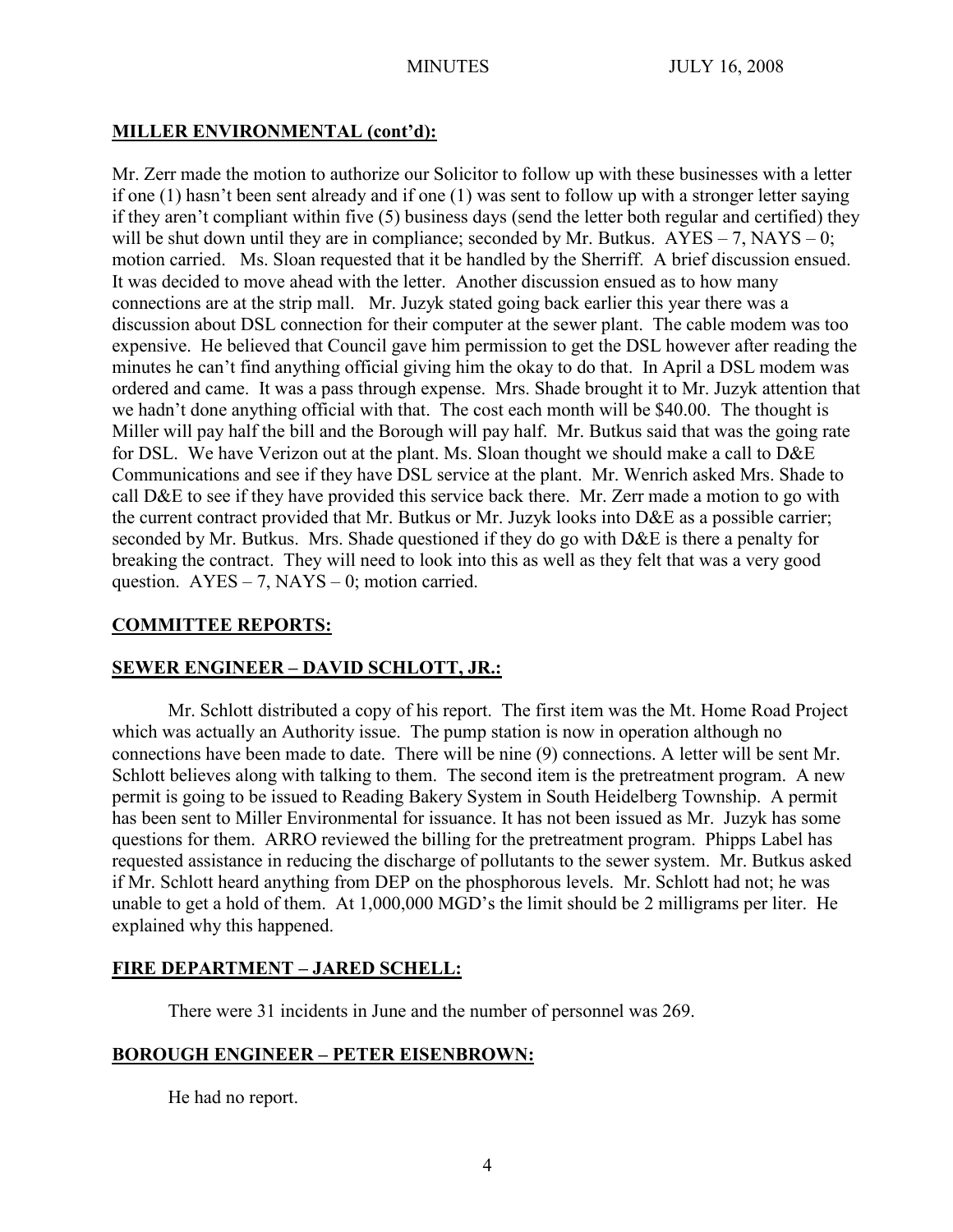**MILLER ENVIRONMENTAL (cont'd):**

Mr. Zerr made the motion to authorize our Solicitor to follow up with these businesses with a letter if one (1) hasn't been sent already and if one (1) was sent to follow up with a stronger letter saying if they aren't compliant within five (5) business days (send the letter both regular and certified) they will be shut down until they are in compliance; seconded by Mr. Butkus. AYES – 7, NAYS – 0; motion carried. Ms. Sloan requested that it be handled by the Sherriff. A brief discussion ensued. It was decided to move ahead with the letter. Another discussion ensued as to how many connections are at the strip mall. Mr. Juzyk stated going back earlier this year there was a discussion about DSL connection for their computer at the sewer plant. The cable modem was too expensive. He believed that Council gave him permission to get the DSL however after reading the minutes he can't find anything official giving him the okay to do that. In April a DSL modem was ordered and came. It was a pass through expense. Mrs. Shade brought it to Mr. Juzyk attention that we hadn't done anything official with that. The cost each month will be $40.00. The thought is Miller will pay half the bill and the Borough will pay half. Mr. Butkus said that was the going rate for DSL. We have Verizon out at the plant. Ms. Sloan thought we should make a call to D&E Communications and see if they have DSL service at the plant. Mr. Wenrich asked Mrs. Shade to call D&E to see if they have provided this service back there. Mr. Zerr made a motion to go with the current contract provided that Mr. Butkus or Mr. Juzyk looks into D&E as a possible carrier; seconded by Mr. Butkus. Mrs. Shade questioned if they do go with D&E is there a penalty for breaking the contract. They will need to look into this as well as they felt that was a very good question. AYES – 7, NAYS – 0; motion carried.

**COMMITTEE REPORTS:**

**SEWER ENGINEER – DAVID SCHLOTT, JR.:**

Mr. Schlott distributed a copy of his report. The first item was the Mt. Home Road Project which was actually an Authority issue. The pump station is now in operation although no connections have been made to date. There will be nine (9) connections. A letter will be sent Mr. Schlott believes along with talking to them. The second item is the pretreatment program. A new permit is going to be issued to Reading Bakery System in South Heidelberg Township. A permit has been sent to Miller Environmental for issuance. It has not been issued as Mr. Juzyk has some questions for them. ARRO reviewed the billing for the pretreatment program. Phipps Label has requested assistance in reducing the discharge of pollutants to the sewer system. Mr. Butkus asked if Mr. Schlott heard anything from DEP on the phosphorous levels. Mr. Schlott had not; he was unable to get a hold of them. At 1,000,000 MGD's the limit should be 2 milligrams per liter. He explained why this happened.

**FIRE DEPARTMENT – JARED SCHELL:**

There were 31 incidents in June and the number of personnel was 269.

**BOROUGH ENGINEER – PETER EISENBROWN:**

He had no report.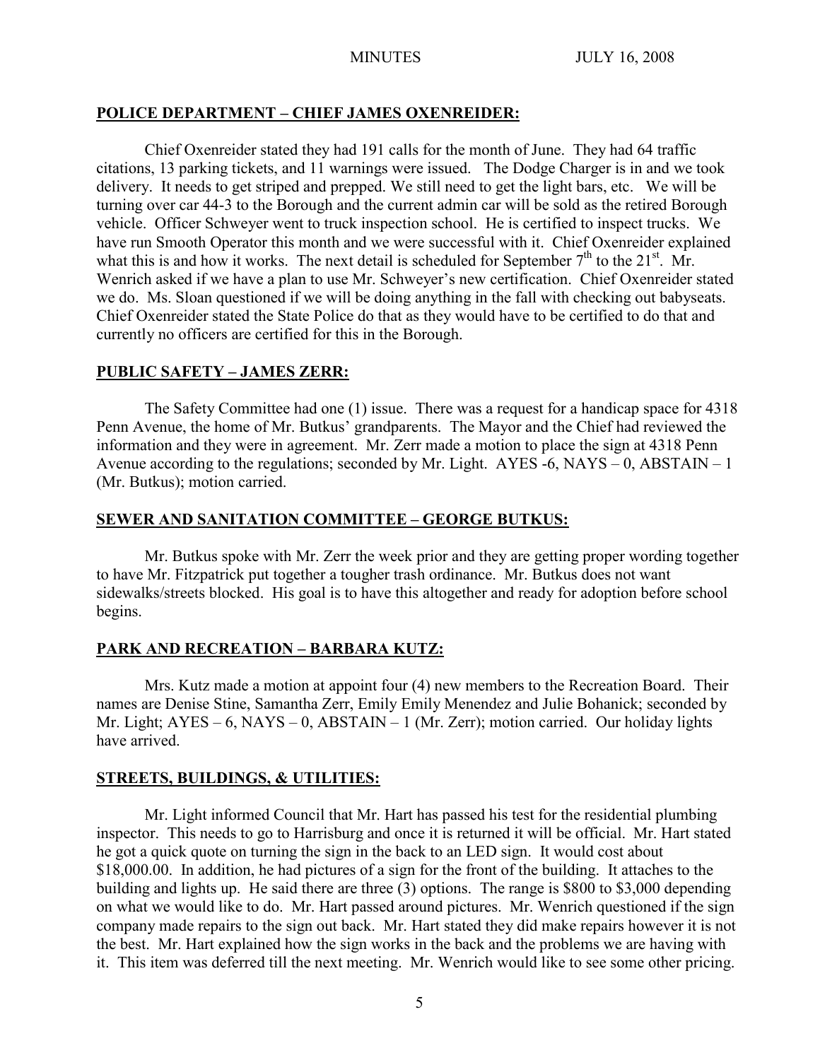## POLICE DEPARTMENT – CHIEF JAMES OXENREIDER:

Chief Oxenreider stated they had 191 calls for the month of June. They had 64 traffic citations, 13 parking tickets, and 11 warnings were issued. The Dodge Charger is in and we took delivery. It needs to get striped and prepped. We still need to get the light bars, etc. We will be turning over car 44-3 to the Borough and the current admin car will be sold as the retired Borough vehicle. Officer Schweyer went to truck inspection school. He is certified to inspect trucks. We have run Smooth Operator this month and we were successful with it. Chief Oxenreider explained what this is and how it works. The next detail is scheduled for September 7th to the 21st. Mr. Wenrich asked if we have a plan to use Mr. Schweyer's new certification. Chief Oxenreider stated we do. Ms. Sloan questioned if we will be doing anything in the fall with checking out babyseats. Chief Oxenreider stated the State Police do that as they would have to be certified to do that and currently no officers are certified for this in the Borough.

## PUBLIC SAFETY – JAMES ZERR:

The Safety Committee had one (1) issue. There was a request for a handicap space for 4318 Penn Avenue, the home of Mr. Butkus' grandparents. The Mayor and the Chief had reviewed the information and they were in agreement. Mr. Zerr made a motion to place the sign at 4318 Penn Avenue according to the regulations; seconded by Mr. Light. AYES -6, NAYS – 0, ABSTAIN – 1 (Mr. Butkus); motion carried.

## SEWER AND SANITATION COMMITTEE – GEORGE BUTKUS:

Mr. Butkus spoke with Mr. Zerr the week prior and they are getting proper wording together to have Mr. Fitzpatrick put together a tougher trash ordinance. Mr. Butkus does not want sidewalks/streets blocked. His goal is to have this altogether and ready for adoption before school begins.

## PARK AND RECREATION – BARBARA KUTZ:

Mrs. Kutz made a motion at appoint four (4) new members to the Recreation Board. Their names are Denise Stine, Samantha Zerr, Emily Emily Menendez and Julie Bohanick; seconded by Mr. Light; AYES – 6, NAYS – 0, ABSTAIN – 1 (Mr. Zerr); motion carried. Our holiday lights have arrived.

## STREETS, BUILDINGS, & UTILITIES:

Mr. Light informed Council that Mr. Hart has passed his test for the residential plumbing inspector. This needs to go to Harrisburg and once it is returned it will be official. Mr. Hart stated he got a quick quote on turning the sign in the back to an LED sign. It would cost about $18,000.00. In addition, he had pictures of a sign for the front of the building. It attaches to the building and lights up. He said there are three (3) options. The range is $800 to $3,000 depending on what we would like to do. Mr. Hart passed around pictures. Mr. Wenrich questioned if the sign company made repairs to the sign out back. Mr. Hart stated they did make repairs however it is not the best. Mr. Hart explained how the sign works in the back and the problems we are having with it. This item was deferred till the next meeting. Mr. Wenrich would like to see some other pricing.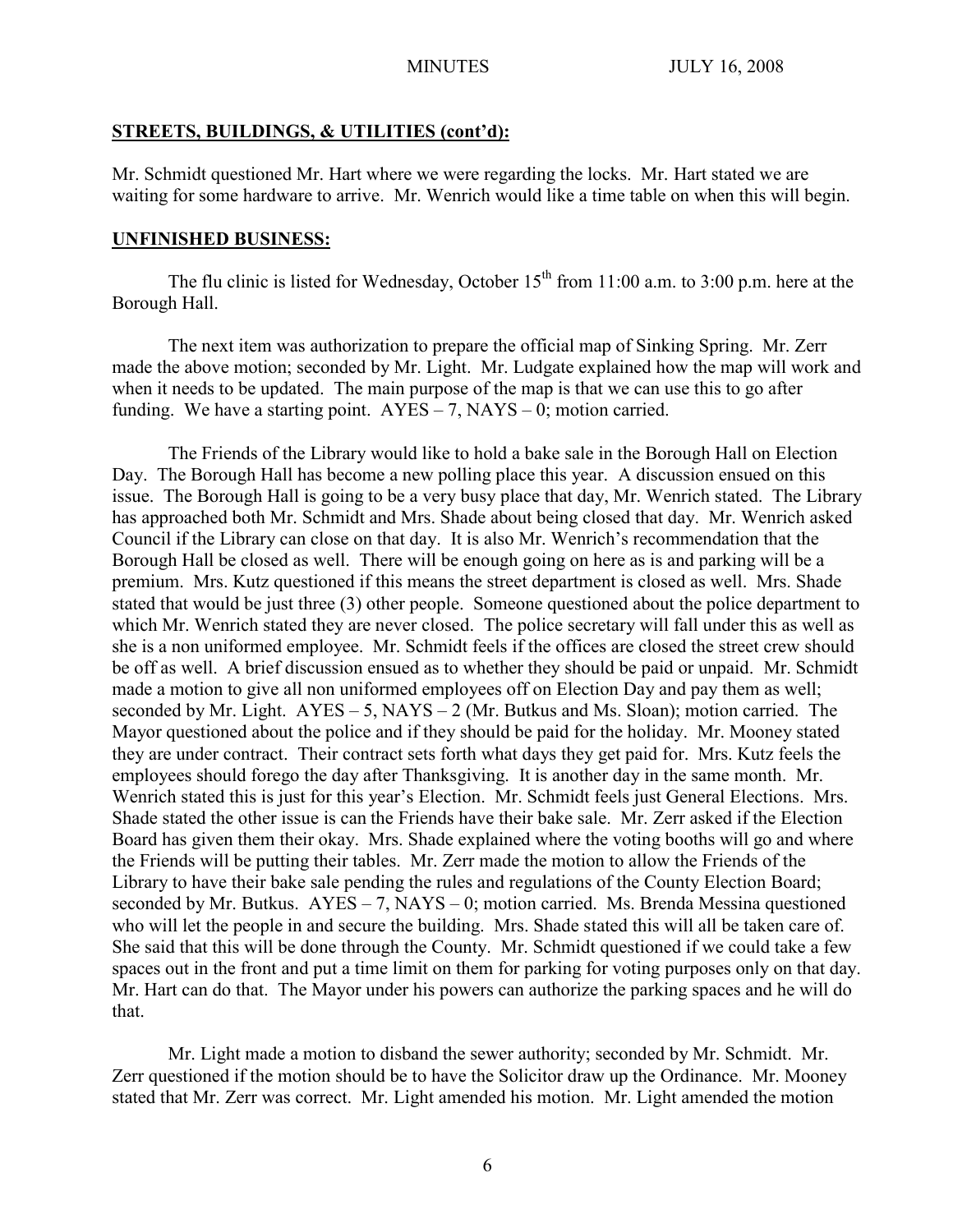## STREETS, BUILDINGS, & UTILITIES (cont'd):

Mr. Schmidt questioned Mr. Hart where we were regarding the locks. Mr. Hart stated we are waiting for some hardware to arrive. Mr. Wenrich would like a time table on when this will begin.

## UNFINISHED BUSINESS:

The flu clinic is listed for Wednesday, October 15th from 11:00 a.m. to 3:00 p.m. here at the Borough Hall.

The next item was authorization to prepare the official map of Sinking Spring. Mr. Zerr made the above motion; seconded by Mr. Light. Mr. Ludgate explained how the map will work and when it needs to be updated. The main purpose of the map is that we can use this to go after funding. We have a starting point. AYES – 7, NAYS – 0; motion carried.

The Friends of the Library would like to hold a bake sale in the Borough Hall on Election Day. The Borough Hall has become a new polling place this year. A discussion ensued on this issue. The Borough Hall is going to be a very busy place that day, Mr. Wenrich stated. The Library has approached both Mr. Schmidt and Mrs. Shade about being closed that day. Mr. Wenrich asked Council if the Library can close on that day. It is also Mr. Wenrich's recommendation that the Borough Hall be closed as well. There will be enough going on here as is and parking will be a premium. Mrs. Kutz questioned if this means the street department is closed as well. Mrs. Shade stated that would be just three (3) other people. Someone questioned about the police department to which Mr. Wenrich stated they are never closed. The police secretary will fall under this as well as she is a non uniformed employee. Mr. Schmidt feels if the offices are closed the street crew should be off as well. A brief discussion ensued as to whether they should be paid or unpaid. Mr. Schmidt made a motion to give all non uniformed employees off on Election Day and pay them as well; seconded by Mr. Light. AYES – 5, NAYS – 2 (Mr. Butkus and Ms. Sloan); motion carried. The Mayor questioned about the police and if they should be paid for the holiday. Mr. Mooney stated they are under contract. Their contract sets forth what days they get paid for. Mrs. Kutz feels the employees should forego the day after Thanksgiving. It is another day in the same month. Mr. Wenrich stated this is just for this year's Election. Mr. Schmidt feels just General Elections. Mrs. Shade stated the other issue is can the Friends have their bake sale. Mr. Zerr asked if the Election Board has given them their okay. Mrs. Shade explained where the voting booths will go and where the Friends will be putting their tables. Mr. Zerr made the motion to allow the Friends of the Library to have their bake sale pending the rules and regulations of the County Election Board; seconded by Mr. Butkus. AYES – 7, NAYS – 0; motion carried. Ms. Brenda Messina questioned who will let the people in and secure the building. Mrs. Shade stated this will all be taken care of. She said that this will be done through the County. Mr. Schmidt questioned if we could take a few spaces out in the front and put a time limit on them for parking for voting purposes only on that day. Mr. Hart can do that. The Mayor under his powers can authorize the parking spaces and he will do that.

Mr. Light made a motion to disband the sewer authority; seconded by Mr. Schmidt. Mr. Zerr questioned if the motion should be to have the Solicitor draw up the Ordinance. Mr. Mooney stated that Mr. Zerr was correct. Mr. Light amended his motion. Mr. Light amended the motion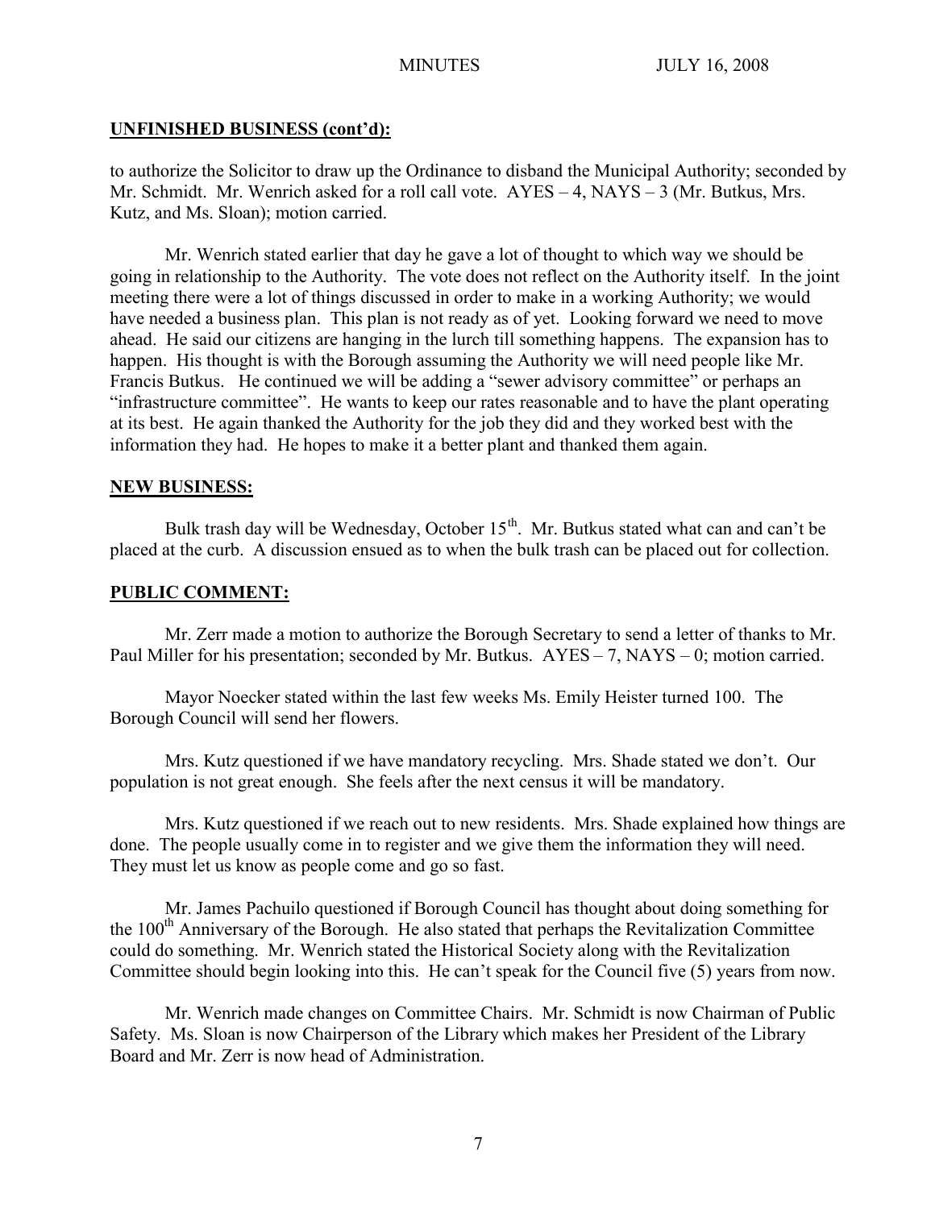**UNFINISHED BUSINESS (cont'd):**

to authorize the Solicitor to draw up the Ordinance to disband the Municipal Authority; seconded by Mr. Schmidt. Mr. Wenrich asked for a roll call vote. AYES – 4, NAYS – 3 (Mr. Butkus, Mrs. Kutz, and Ms. Sloan); motion carried.

Mr. Wenrich stated earlier that day he gave a lot of thought to which way we should be going in relationship to the Authority. The vote does not reflect on the Authority itself. In the joint meeting there were a lot of things discussed in order to make in a working Authority; we would have needed a business plan. This plan is not ready as of yet. Looking forward we need to move ahead. He said our citizens are hanging in the lurch till something happens. The expansion has to happen. His thought is with the Borough assuming the Authority we will need people like Mr. Francis Butkus. He continued we will be adding a "sewer advisory committee" or perhaps an "infrastructure committee". He wants to keep our rates reasonable and to have the plant operating at its best. He again thanked the Authority for the job they did and they worked best with the information they had. He hopes to make it a better plant and thanked them again.

**NEW BUSINESS:**

Bulk trash day will be Wednesday, October 15th. Mr. Butkus stated what can and can't be placed at the curb. A discussion ensued as to when the bulk trash can be placed out for collection.

**PUBLIC COMMENT:**

Mr. Zerr made a motion to authorize the Borough Secretary to send a letter of thanks to Mr. Paul Miller for his presentation; seconded by Mr. Butkus. AYES – 7, NAYS – 0; motion carried.

Mayor Noecker stated within the last few weeks Ms. Emily Heister turned 100. The Borough Council will send her flowers.

Mrs. Kutz questioned if we have mandatory recycling. Mrs. Shade stated we don't. Our population is not great enough. She feels after the next census it will be mandatory.

Mrs. Kutz questioned if we reach out to new residents. Mrs. Shade explained how things are done. The people usually come in to register and we give them the information they will need. They must let us know as people come and go so fast.

Mr. James Pachuilo questioned if Borough Council has thought about doing something for the 100th Anniversary of the Borough. He also stated that perhaps the Revitalization Committee could do something. Mr. Wenrich stated the Historical Society along with the Revitalization Committee should begin looking into this. He can't speak for the Council five (5) years from now.

Mr. Wenrich made changes on Committee Chairs. Mr. Schmidt is now Chairman of Public Safety. Ms. Sloan is now Chairperson of the Library which makes her President of the Library Board and Mr. Zerr is now head of Administration.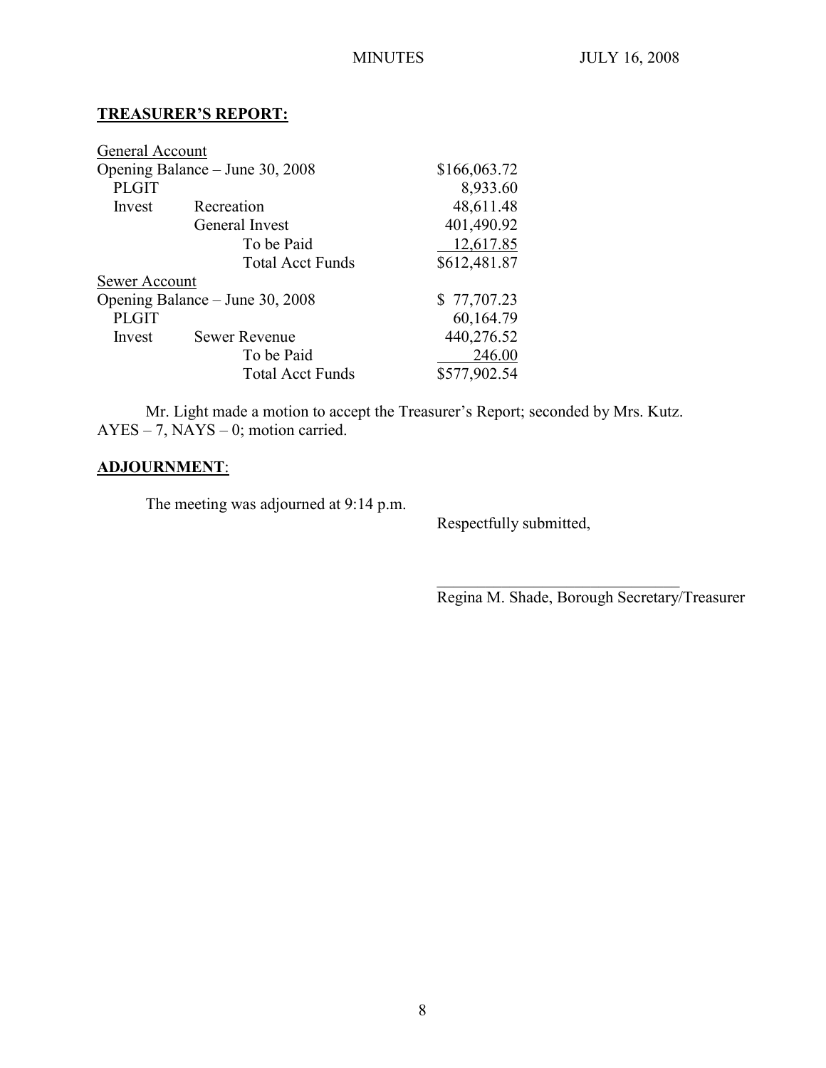**TREASURER'S REPORT:**

| | | |
|---|---|---|
| General Account | | |
| Opening Balance – June 30, 2008 | | $166,063.72 |
| PLGIT | | 8,933.60 |
| Invest | Recreation | 48,611.48 |
| | General Invest | 401,490.92 |
| | To be Paid | 12,617.85 |
| | Total Acct Funds | $612,481.87 |
| Sewer Account | | |
| Opening Balance – June 30, 2008 | | $ 77,707.23 |
| PLGIT | | 60,164.79 |
| Invest | Sewer Revenue | 440,276.52 |
| | To be Paid | 246.00 |
| | Total Acct Funds | $577,902.54 |

Mr. Light made a motion to accept the Treasurer's Report; seconded by Mrs. Kutz. AYES – 7, NAYS – 0; motion carried.

**ADJOURNMENT**:

The meeting was adjourned at 9:14 p.m.

Respectfully submitted,

______________________________

Regina M. Shade, Borough Secretary/Treasurer